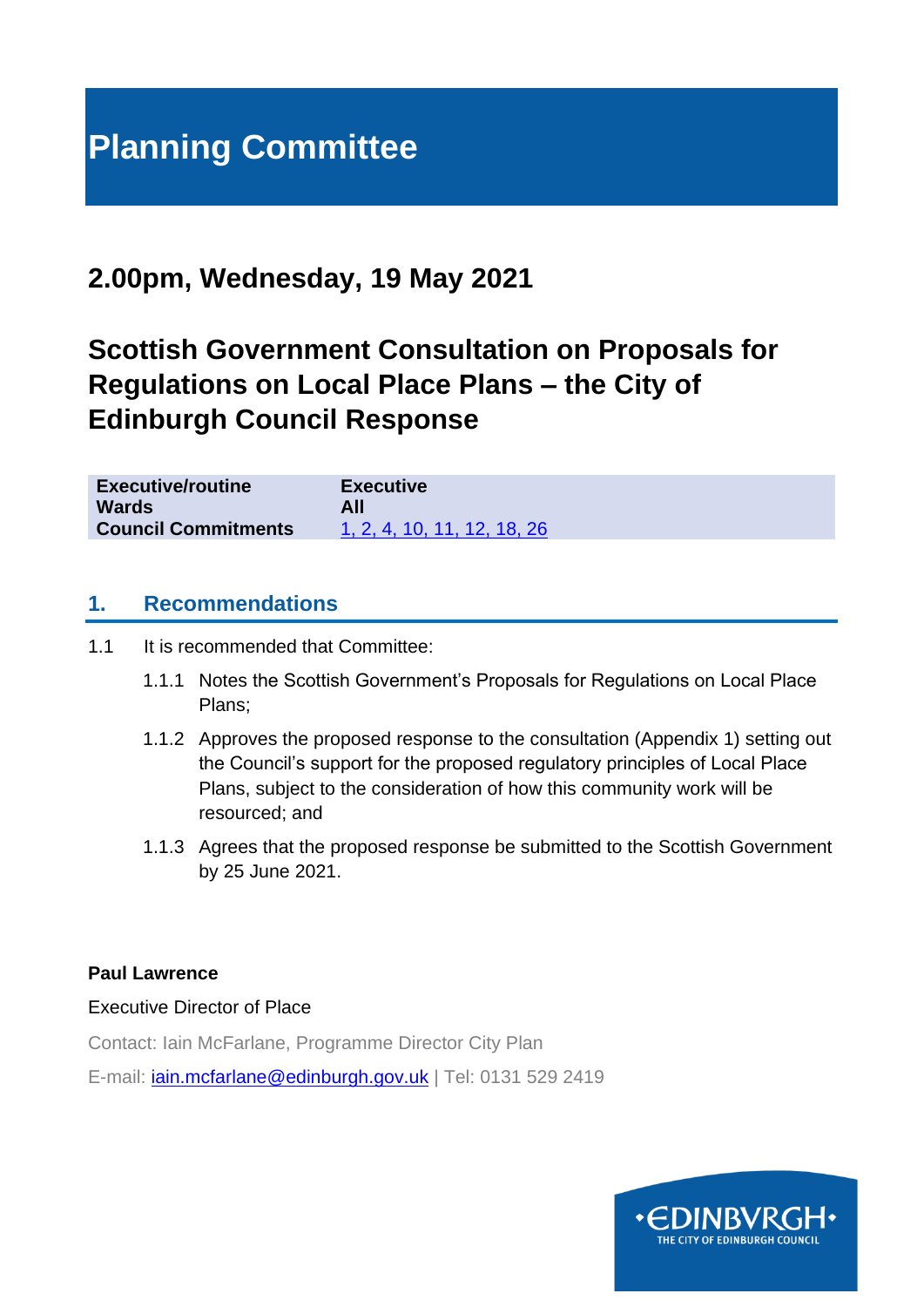# Planning Committee

## 2.00pm, Wednesday, 19 May 2021

## Scottish Government Consultation on Proposals for Regulations on Local Place Plans – the City of Edinburgh Council Response

| | |
|---|---|
| **Executive/routine** | **Executive** |
| **Wards** | **All** |
| **Council Commitments** | 1, 2, 4, 10, 11, 12, 18, 26 |

## 1. Recommendations

1.1 It is recommended that Committee:

1.1.1 Notes the Scottish Government's Proposals for Regulations on Local Place Plans;

1.1.2 Approves the proposed response to the consultation (Appendix 1) setting out the Council's support for the proposed regulatory principles of Local Place Plans, subject to the consideration of how this community work will be resourced; and

1.1.3 Agrees that the proposed response be submitted to the Scottish Government by 25 June 2021.

**Paul Lawrence**

Executive Director of Place

Contact: Iain McFarlane, Programme Director City Plan

E-mail: iain.mcfarlane@edinburgh.gov.uk | Tel: 0131 529 2419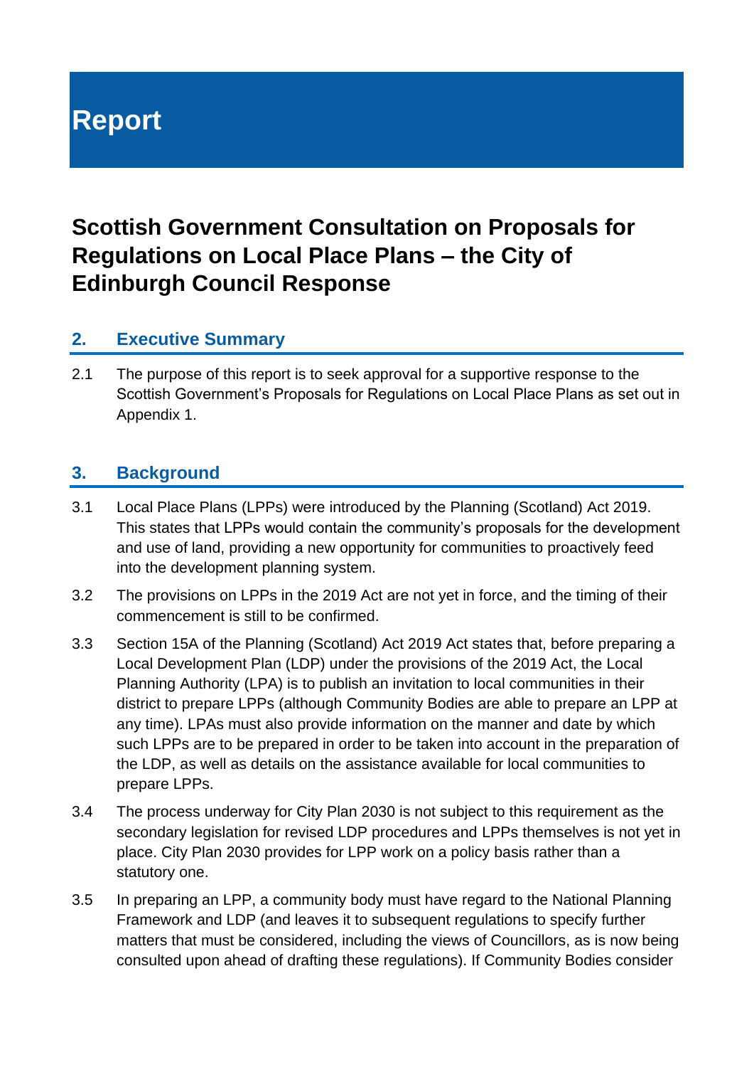# Report

## Scottish Government Consultation on Proposals for Regulations on Local Place Plans – the City of Edinburgh Council Response

### 2. Executive Summary

2.1 The purpose of this report is to seek approval for a supportive response to the Scottish Government's Proposals for Regulations on Local Place Plans as set out in Appendix 1.

### 3. Background

3.1 Local Place Plans (LPPs) were introduced by the Planning (Scotland) Act 2019. This states that LPPs would contain the community's proposals for the development and use of land, providing a new opportunity for communities to proactively feed into the development planning system.

3.2 The provisions on LPPs in the 2019 Act are not yet in force, and the timing of their commencement is still to be confirmed.

3.3 Section 15A of the Planning (Scotland) Act 2019 Act states that, before preparing a Local Development Plan (LDP) under the provisions of the 2019 Act, the Local Planning Authority (LPA) is to publish an invitation to local communities in their district to prepare LPPs (although Community Bodies are able to prepare an LPP at any time). LPAs must also provide information on the manner and date by which such LPPs are to be prepared in order to be taken into account in the preparation of the LDP, as well as details on the assistance available for local communities to prepare LPPs.

3.4 The process underway for City Plan 2030 is not subject to this requirement as the secondary legislation for revised LDP procedures and LPPs themselves is not yet in place. City Plan 2030 provides for LPP work on a policy basis rather than a statutory one.

3.5 In preparing an LPP, a community body must have regard to the National Planning Framework and LDP (and leaves it to subsequent regulations to specify further matters that must be considered, including the views of Councillors, as is now being consulted upon ahead of drafting these regulations). If Community Bodies consider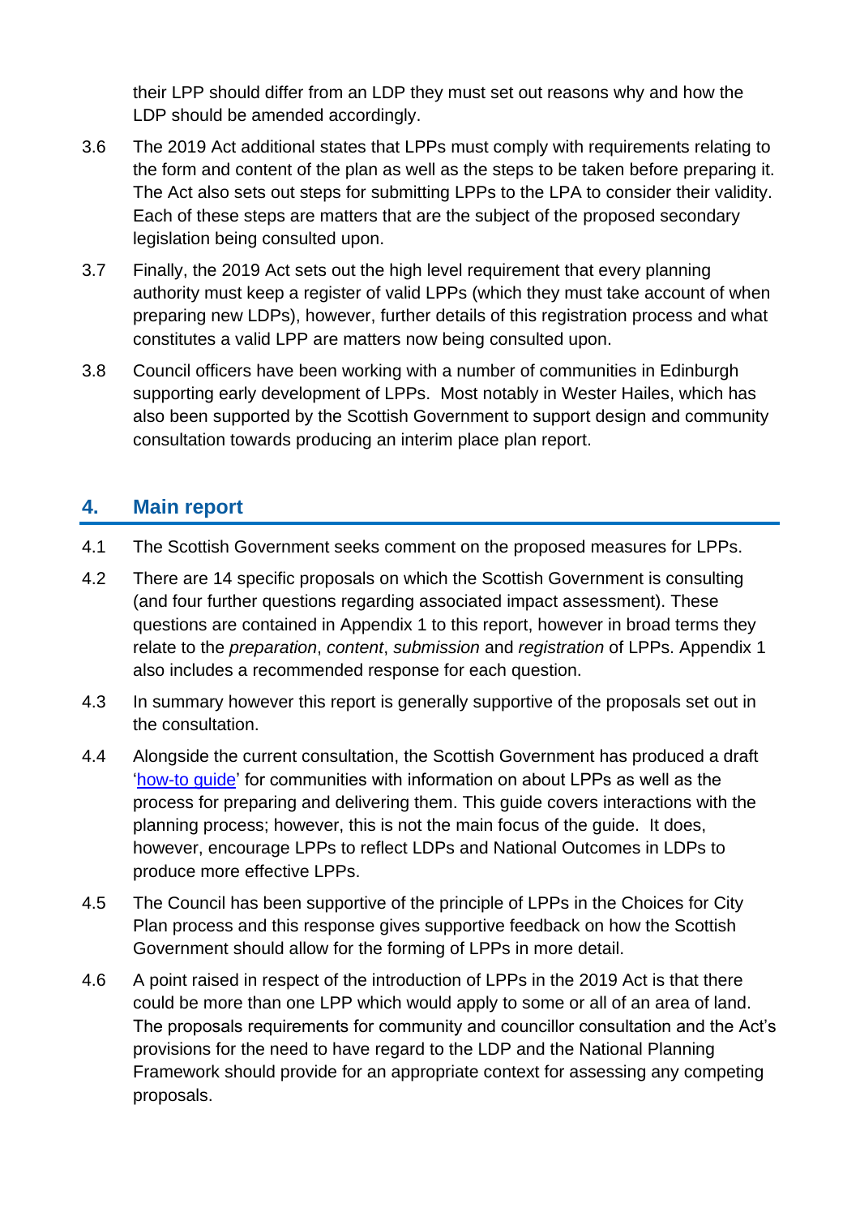their LPP should differ from an LDP they must set out reasons why and how the LDP should be amended accordingly.

3.6 The 2019 Act additional states that LPPs must comply with requirements relating to the form and content of the plan as well as the steps to be taken before preparing it. The Act also sets out steps for submitting LPPs to the LPA to consider their validity. Each of these steps are matters that are the subject of the proposed secondary legislation being consulted upon.

3.7 Finally, the 2019 Act sets out the high level requirement that every planning authority must keep a register of valid LPPs (which they must take account of when preparing new LDPs), however, further details of this registration process and what constitutes a valid LPP are matters now being consulted upon.

3.8 Council officers have been working with a number of communities in Edinburgh supporting early development of LPPs. Most notably in Wester Hailes, which has also been supported by the Scottish Government to support design and community consultation towards producing an interim place plan report.

## 4. Main report

4.1 The Scottish Government seeks comment on the proposed measures for LPPs.

4.2 There are 14 specific proposals on which the Scottish Government is consulting (and four further questions regarding associated impact assessment). These questions are contained in Appendix 1 to this report, however in broad terms they relate to the *preparation*, *content*, *submission* and *registration* of LPPs. Appendix 1 also includes a recommended response for each question.

4.3 In summary however this report is generally supportive of the proposals set out in the consultation.

4.4 Alongside the current consultation, the Scottish Government has produced a draft 'how-to guide' for communities with information on about LPPs as well as the process for preparing and delivering them. This guide covers interactions with the planning process; however, this is not the main focus of the guide. It does, however, encourage LPPs to reflect LDPs and National Outcomes in LDPs to produce more effective LPPs.

4.5 The Council has been supportive of the principle of LPPs in the Choices for City Plan process and this response gives supportive feedback on how the Scottish Government should allow for the forming of LPPs in more detail.

4.6 A point raised in respect of the introduction of LPPs in the 2019 Act is that there could be more than one LPP which would apply to some or all of an area of land. The proposals requirements for community and councillor consultation and the Act's provisions for the need to have regard to the LDP and the National Planning Framework should provide for an appropriate context for assessing any competing proposals.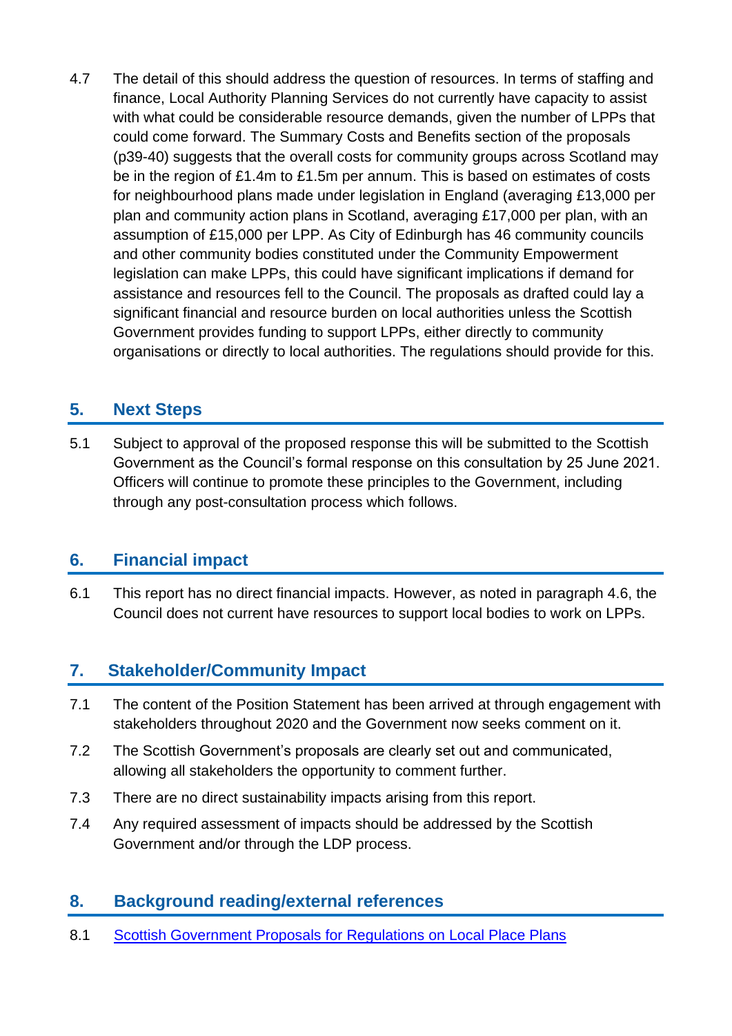4.7 The detail of this should address the question of resources. In terms of staffing and finance, Local Authority Planning Services do not currently have capacity to assist with what could be considerable resource demands, given the number of LPPs that could come forward. The Summary Costs and Benefits section of the proposals (p39-40) suggests that the overall costs for community groups across Scotland may be in the region of £1.4m to £1.5m per annum. This is based on estimates of costs for neighbourhood plans made under legislation in England (averaging £13,000 per plan and community action plans in Scotland, averaging £17,000 per plan, with an assumption of £15,000 per LPP. As City of Edinburgh has 46 community councils and other community bodies constituted under the Community Empowerment legislation can make LPPs, this could have significant implications if demand for assistance and resources fell to the Council. The proposals as drafted could lay a significant financial and resource burden on local authorities unless the Scottish Government provides funding to support LPPs, either directly to community organisations or directly to local authorities. The regulations should provide for this.

## 5. Next Steps

5.1 Subject to approval of the proposed response this will be submitted to the Scottish Government as the Council's formal response on this consultation by 25 June 2021. Officers will continue to promote these principles to the Government, including through any post-consultation process which follows.

## 6. Financial impact

6.1 This report has no direct financial impacts. However, as noted in paragraph 4.6, the Council does not current have resources to support local bodies to work on LPPs.

## 7. Stakeholder/Community Impact

7.1 The content of the Position Statement has been arrived at through engagement with stakeholders throughout 2020 and the Government now seeks comment on it.

7.2 The Scottish Government's proposals are clearly set out and communicated, allowing all stakeholders the opportunity to comment further.

7.3 There are no direct sustainability impacts arising from this report.

7.4 Any required assessment of impacts should be addressed by the Scottish Government and/or through the LDP process.

## 8. Background reading/external references

8.1 Scottish Government Proposals for Regulations on Local Place Plans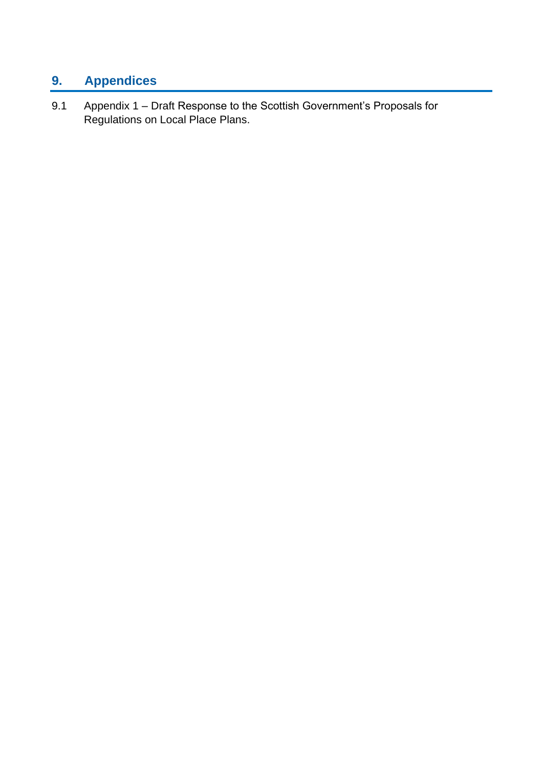## 9. Appendices

9.1 Appendix 1 – Draft Response to the Scottish Government's Proposals for Regulations on Local Place Plans.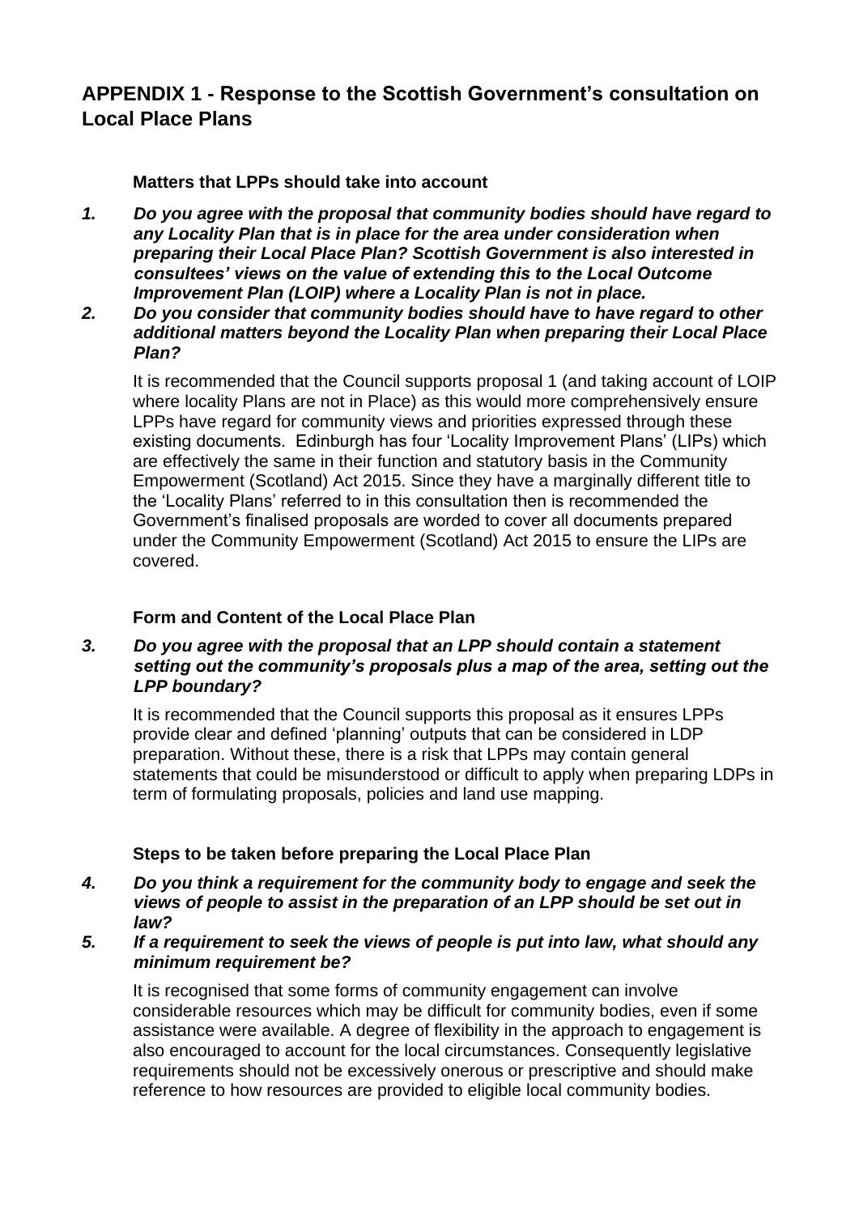## APPENDIX 1 - Response to the Scottish Government's consultation on Local Place Plans

### Matters that LPPs should take into account

1. ***Do you agree with the proposal that community bodies should have regard to any Locality Plan that is in place for the area under consideration when preparing their Local Place Plan? Scottish Government is also interested in consultees' views on the value of extending this to the Local Outcome Improvement Plan (LOIP) where a Locality Plan is not in place.***
2. ***Do you consider that community bodies should have to have regard to other additional matters beyond the Locality Plan when preparing their Local Place Plan?***

It is recommended that the Council supports proposal 1 (and taking account of LOIP where locality Plans are not in Place) as this would more comprehensively ensure LPPs have regard for community views and priorities expressed through these existing documents. Edinburgh has four 'Locality Improvement Plans' (LIPs) which are effectively the same in their function and statutory basis in the Community Empowerment (Scotland) Act 2015. Since they have a marginally different title to the 'Locality Plans' referred to in this consultation then is recommended the Government's finalised proposals are worded to cover all documents prepared under the Community Empowerment (Scotland) Act 2015 to ensure the LIPs are covered.

### Form and Content of the Local Place Plan

3. ***Do you agree with the proposal that an LPP should contain a statement setting out the community's proposals plus a map of the area, setting out the LPP boundary?***

It is recommended that the Council supports this proposal as it ensures LPPs provide clear and defined 'planning' outputs that can be considered in LDP preparation. Without these, there is a risk that LPPs may contain general statements that could be misunderstood or difficult to apply when preparing LDPs in term of formulating proposals, policies and land use mapping.

### Steps to be taken before preparing the Local Place Plan

4. ***Do you think a requirement for the community body to engage and seek the views of people to assist in the preparation of an LPP should be set out in law?***
5. ***If a requirement to seek the views of people is put into law, what should any minimum requirement be?***

It is recognised that some forms of community engagement can involve considerable resources which may be difficult for community bodies, even if some assistance were available. A degree of flexibility in the approach to engagement is also encouraged to account for the local circumstances. Consequently legislative requirements should not be excessively onerous or prescriptive and should make reference to how resources are provided to eligible local community bodies.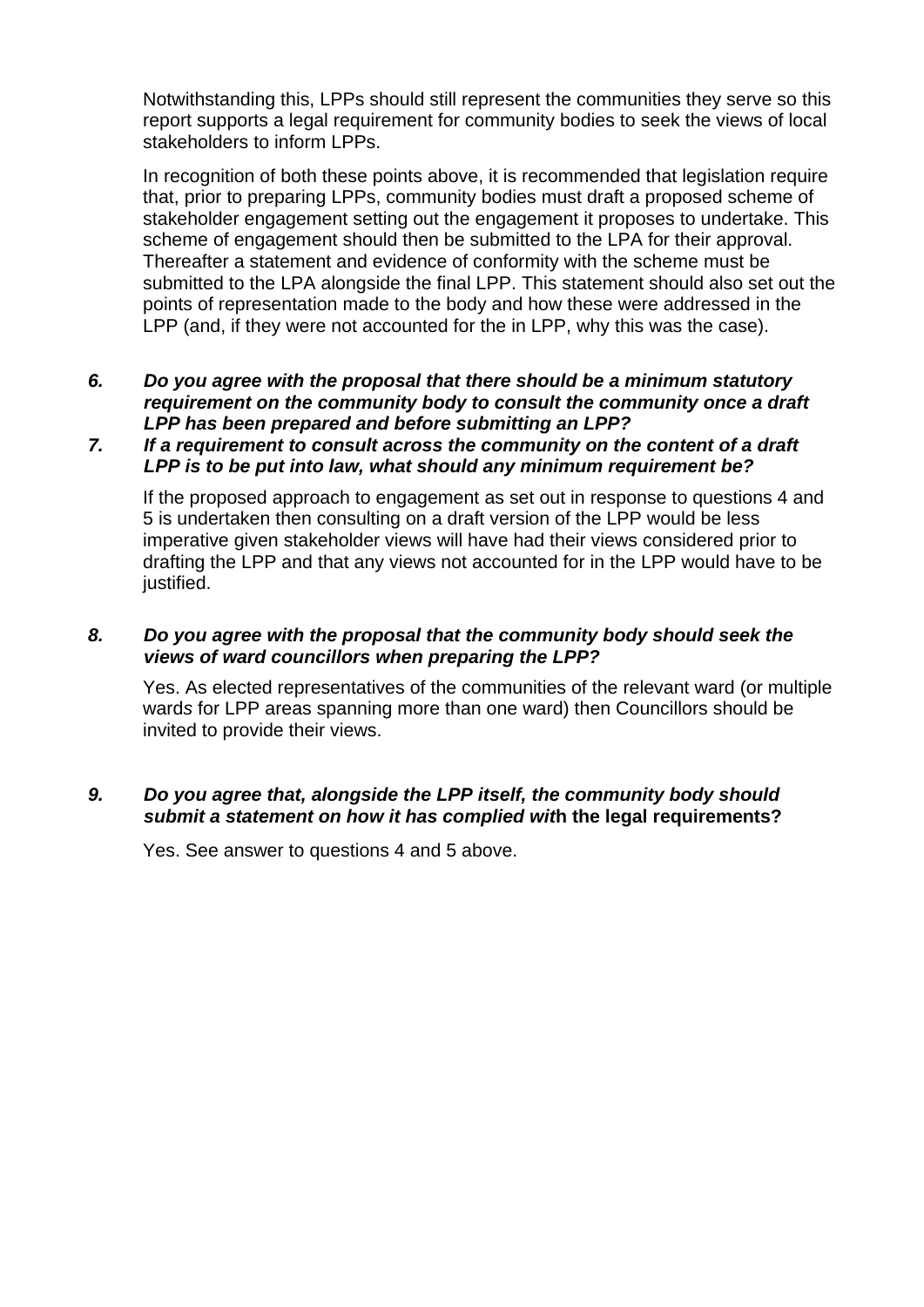Notwithstanding this, LPPs should still represent the communities they serve so this report supports a legal requirement for community bodies to seek the views of local stakeholders to inform LPPs.

In recognition of both these points above, it is recommended that legislation require that, prior to preparing LPPs, community bodies must draft a proposed scheme of stakeholder engagement setting out the engagement it proposes to undertake. This scheme of engagement should then be submitted to the LPA for their approval. Thereafter a statement and evidence of conformity with the scheme must be submitted to the LPA alongside the final LPP. This statement should also set out the points of representation made to the body and how these were addressed in the LPP (and, if they were not accounted for the in LPP, why this was the case).

***6. Do you agree with the proposal that there should be a minimum statutory requirement on the community body to consult the community once a draft LPP has been prepared and before submitting an LPP?***

***7. If a requirement to consult across the community on the content of a draft LPP is to be put into law, what should any minimum requirement be?***

If the proposed approach to engagement as set out in response to questions 4 and 5 is undertaken then consulting on a draft version of the LPP would be less imperative given stakeholder views will have had their views considered prior to drafting the LPP and that any views not accounted for in the LPP would have to be justified.

***8. Do you agree with the proposal that the community body should seek the views of ward councillors when preparing the LPP?***

Yes. As elected representatives of the communities of the relevant ward (or multiple wards for LPP areas spanning more than one ward) then Councillors should be invited to provide their views.

***9. Do you agree that, alongside the LPP itself, the community body should submit a statement on how it has complied wit*h the legal requirements?**

Yes. See answer to questions 4 and 5 above.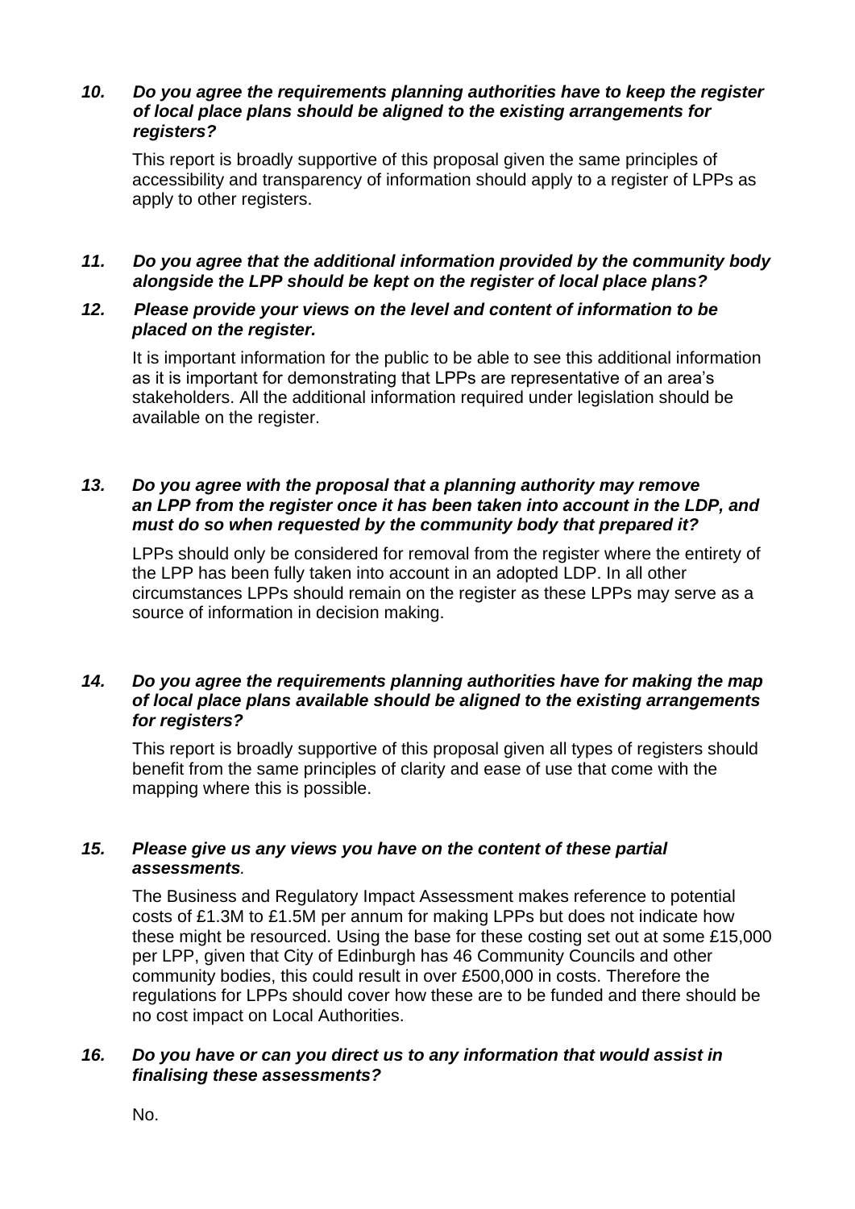***10. Do you agree the requirements planning authorities have to keep the register of local place plans should be aligned to the existing arrangements for registers?***

This report is broadly supportive of this proposal given the same principles of accessibility and transparency of information should apply to a register of LPPs as apply to other registers.

***11. Do you agree that the additional information provided by the community body alongside the LPP should be kept on the register of local place plans?***

***12. Please provide your views on the level and content of information to be placed on the register.***

It is important information for the public to be able to see this additional information as it is important for demonstrating that LPPs are representative of an area's stakeholders. All the additional information required under legislation should be available on the register.

***13. Do you agree with the proposal that a planning authority may remove an LPP from the register once it has been taken into account in the LDP, and must do so when requested by the community body that prepared it?***

LPPs should only be considered for removal from the register where the entirety of the LPP has been fully taken into account in an adopted LDP. In all other circumstances LPPs should remain on the register as these LPPs may serve as a source of information in decision making.

***14. Do you agree the requirements planning authorities have for making the map of local place plans available should be aligned to the existing arrangements for registers?***

This report is broadly supportive of this proposal given all types of registers should benefit from the same principles of clarity and ease of use that come with the mapping where this is possible.

***15. Please give us any views you have on the content of these partial assessments.***

The Business and Regulatory Impact Assessment makes reference to potential costs of £1.3M to £1.5M per annum for making LPPs but does not indicate how these might be resourced. Using the base for these costing set out at some £15,000 per LPP, given that City of Edinburgh has 46 Community Councils and other community bodies, this could result in over £500,000 in costs. Therefore the regulations for LPPs should cover how these are to be funded and there should be no cost impact on Local Authorities.

***16. Do you have or can you direct us to any information that would assist in finalising these assessments?***

No.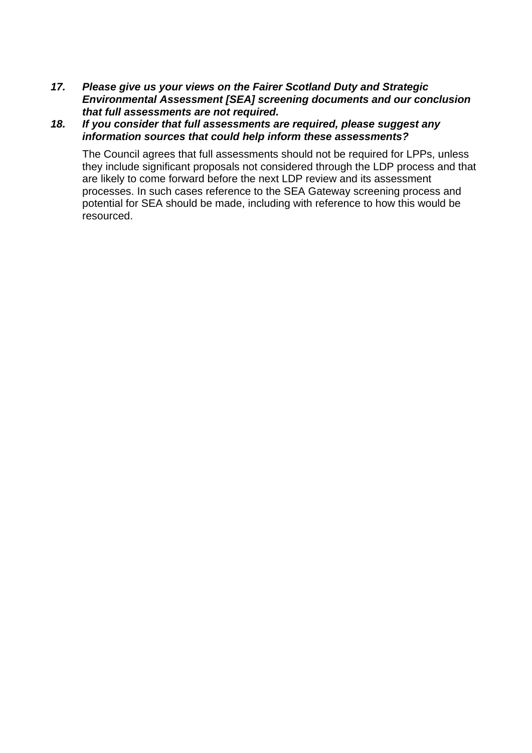17. ***Please give us your views on the Fairer Scotland Duty and Strategic Environmental Assessment [SEA] screening documents and our conclusion that full assessments are not required.***
18. ***If you consider that full assessments are required, please suggest any information sources that could help inform these assessments?***

    The Council agrees that full assessments should not be required for LPPs, unless they include significant proposals not considered through the LDP process and that are likely to come forward before the next LDP review and its assessment processes. In such cases reference to the SEA Gateway screening process and potential for SEA should be made, including with reference to how this would be resourced.